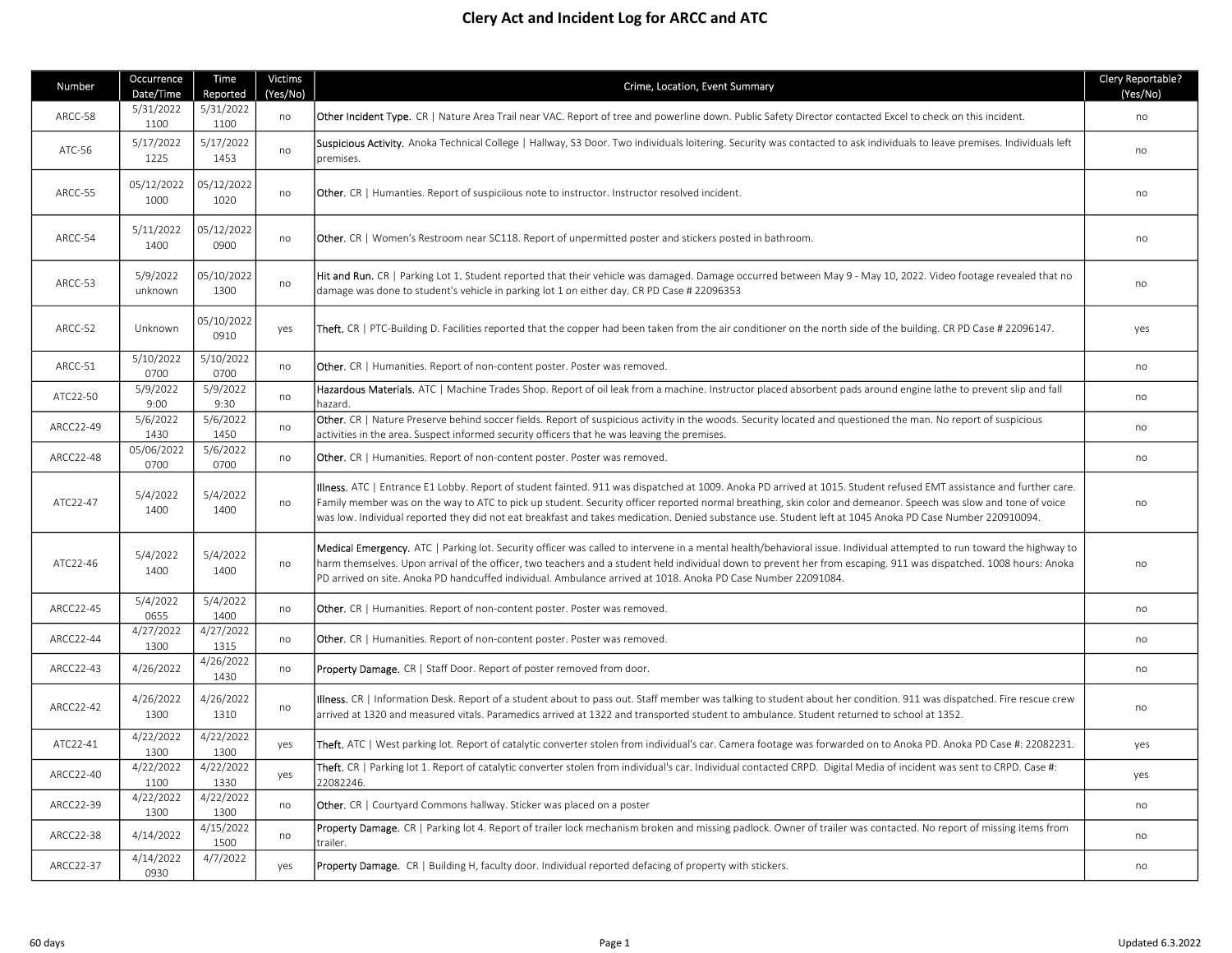# Clery Act and Incident Log for ARCC and ATC

| Number | Occurrence Date/Time | Time Reported | Victims (Yes/No) | Crime, Location, Event Summary | Clery Reportable? (Yes/No) |
|---|---|---|---|---|---|
| ARCC-58 | 5/31/2022 1100 | 5/31/2022 1100 | no | Other Incident Type. CR \| Nature Area Trail near VAC. Report of tree and powerline down. Public Safety Director contacted Excel to check on this incident. | no |
| ATC-56 | 5/17/2022 1225 | 5/17/2022 1453 | no | Suspicious Activity. Anoka Technical College \| Hallway, S3 Door. Two individuals loitering. Security was contacted to ask individuals to leave premises. Individuals left premises. | no |
| ARCC-55 | 05/12/2022 1000 | 05/12/2022 1020 | no | Other. CR \| Humanties. Report of suspiciious note to instructor. Instructor resolved incident. | no |
| ARCC-54 | 5/11/2022 1400 | 05/12/2022 0900 | no | Other. CR \| Women's Restroom near SC118. Report of unpermitted poster and stickers posted in bathroom. | no |
| ARCC-53 | 5/9/2022 unknown | 05/10/2022 1300 | no | Hit and Run. CR \| Parking Lot 1. Student reported that their vehicle was damaged. Damage occurred between May 9 - May 10, 2022. Video footage revealed that no damage was done to student's vehicle in parking lot 1 on either day. CR PD Case # 22096353 | no |
| ARCC-52 | Unknown | 05/10/2022 0910 | yes | Theft. CR \| PTC-Building D. Facilities reported that the copper had been taken from the air conditioner on the north side of the building. CR PD Case # 22096147. | yes |
| ARCC-51 | 5/10/2022 0700 | 5/10/2022 0700 | no | Other. CR \| Humanities. Report of non-content poster. Poster was removed. | no |
| ATC22-50 | 5/9/2022 9:00 | 5/9/2022 9:30 | no | Hazardous Materials. ATC \| Machine Trades Shop. Report of oil leak from a machine. Instructor placed absorbent pads around engine lathe to prevent slip and fall hazard. | no |
| ARCC22-49 | 5/6/2022 1430 | 5/6/2022 1450 | no | Other. CR \| Nature Preserve behind soccer fields. Report of suspicious activity in the woods. Security located and questioned the man. No report of suspicious activities in the area. Suspect informed security officers that he was leaving the premises. | no |
| ARCC22-48 | 05/06/2022 0700 | 5/6/2022 0700 | no | Other. CR \| Humanities. Report of non-content poster. Poster was removed. | no |
| ATC22-47 | 5/4/2022 1400 | 5/4/2022 1400 | no | Illness. ATC \| Entrance E1 Lobby. Report of student fainted. 911 was dispatched at 1009. Anoka PD arrived at 1015. Student refused EMT assistance and further care. Family member was on the way to ATC to pick up student. Security officer reported normal breathing, skin color and demeanor. Speech was slow and tone of voice was low. Individual reported they did not eat breakfast and takes medication. Denied substance use. Student left at 1045 Anoka PD Case Number 220910094. | no |
| ATC22-46 | 5/4/2022 1400 | 5/4/2022 1400 | no | Medical Emergency. ATC \| Parking lot. Security officer was called to intervene in a mental health/behavioral issue. Individual attempted to run toward the highway to harm themselves. Upon arrival of the officer, two teachers and a student held individual down to prevent her from escaping. 911 was dispatched. 1008 hours: Anoka PD arrived on site. Anoka PD handcuffed individual. Ambulance arrived at 1018. Anoka PD Case Number 22091084. | no |
| ARCC22-45 | 5/4/2022 0655 | 5/4/2022 1400 | no | Other. CR \| Humanities. Report of non-content poster. Poster was removed. | no |
| ARCC22-44 | 4/27/2022 1300 | 4/27/2022 1315 | no | Other. CR \| Humanities. Report of non-content poster. Poster was removed. | no |
| ARCC22-43 | 4/26/2022 | 4/26/2022 1430 | no | Property Damage. CR \| Staff Door. Report of poster removed from door. | no |
| ARCC22-42 | 4/26/2022 1300 | 4/26/2022 1310 | no | Illness. CR \| Information Desk. Report of a student about to pass out. Staff member was talking to student about her condition. 911 was dispatched. Fire rescue crew arrived at 1320 and measured vitals. Paramedics arrived at 1322 and transported student to ambulance. Student returned to school at 1352. | no |
| ATC22-41 | 4/22/2022 1300 | 4/22/2022 1300 | yes | Theft. ATC \| West parking lot. Report of catalytic converter stolen from individual's car. Camera footage was forwarded on to Anoka PD. Anoka PD Case #: 22082231. | yes |
| ARCC22-40 | 4/22/2022 1100 | 4/22/2022 1330 | yes | Theft. CR \| Parking lot 1. Report of catalytic converter stolen from individual's car. Individual contacted CRPD. Digital Media of incident was sent to CRPD. Case #: 22082246. | yes |
| ARCC22-39 | 4/22/2022 1300 | 4/22/2022 1300 | no | Other. CR \| Courtyard Commons hallway. Sticker was placed on a poster | no |
| ARCC22-38 | 4/14/2022 | 4/15/2022 1500 | no | Property Damage. CR \| Parking lot 4. Report of trailer lock mechanism broken and missing padlock. Owner of trailer was contacted. No report of missing items from trailer. | no |
| ARCC22-37 | 4/14/2022 0930 | 4/7/2022 | yes | Property Damage. CR \| Building H, faculty door. Individual reported defacing of property with stickers. | no |

60 days

Updated 6.3.2022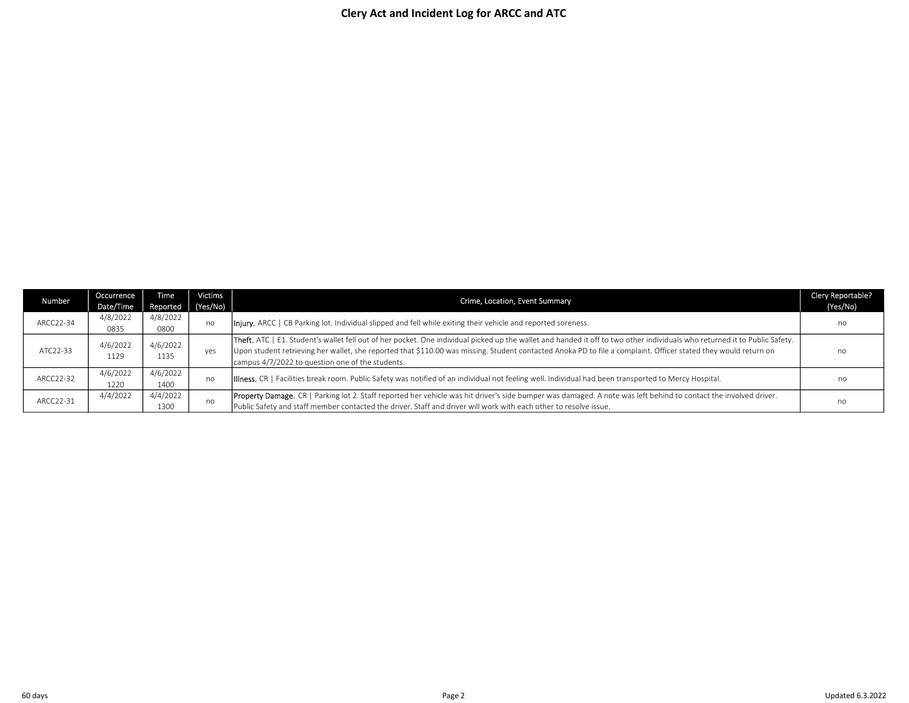# Clery Act and Incident Log for ARCC and ATC

| Number | Occurrence Date/Time | Time Reported | Victims (Yes/No) | Crime, Location, Event Summary | Clery Reportable? (Yes/No) |
|---|---|---|---|---|---|
| ARCC22-34 | 4/8/2022 0835 | 4/8/2022 0800 | no | **Injury.** ARCC \| CB Parking lot. Individual slipped and fell while exiting their vehicle and reported soreness. | no |
| ATC22-33 | 4/6/2022 1129 | 4/6/2022 1135 | yes | **Theft.** ATC \| E1. Student's wallet fell out of her pocket. One individual picked up the wallet and handed it off to two other individuals who returned it to Public Safety. Upon student retrieving her wallet, she reported that $110.00 was missing. Student contacted Anoka PD to file a complaint. Officer stated they would return on campus 4/7/2022 to question one of the students. | no |
| ARCC22-32 | 4/6/2022 1220 | 4/6/2022 1400 | no | **Illness.** CR \| Facilities break room. Public Safety was notified of an individual not feeling well. Individual had been transported to Mercy Hospital. | no |
| ARCC22-31 | 4/4/2022 | 4/4/2022 1300 | no | **Property Damage.** CR \| Parking lot 2. Staff reported her vehicle was hit driver's side bumper was damaged. A note was left behind to contact the involved driver. Public Safety and staff member contacted the driver. Staff and driver will work with each other to resolve issue. | no |

60 days

Updated 6.3.2022